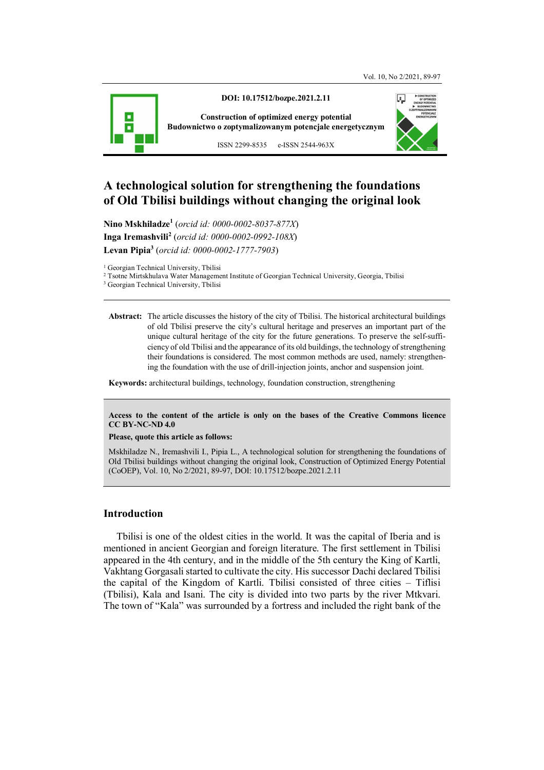**DOI: 10.17512/bozpe.2021.2.11**

**Construction of optimized energy potential**
**Budownictwo o zoptymalizowanym potencjale energetycznym**

ISSN 2299-8535 e-ISSN 2544-963X

# A technological solution for strengthening the foundations of Old Tbilisi buildings without changing the original look

**Nino Mskhiladze**[1] (*orcid id: 0000-0002-8037-877X*)
**Inga Iremashvili**[2] (*orcid id: 0000-0002-0992-108X*)
**Levan Pipia**[3] (*orcid id: 0000-0002-1777-7903*)

[1] Georgian Technical University, Tbilisi
[2] Tsotne Mirtskhulava Water Management Institute of Georgian Technical University, Georgia, Tbilisi
[3] Georgian Technical University, Tbilisi

**Abstract:** The article discusses the history of the city of Tbilisi. The historical architectural buildings of old Tbilisi preserve the city's cultural heritage and preserves an important part of the unique cultural heritage of the city for the future generations. To preserve the self-sufficiency of old Tbilisi and the appearance of its old buildings, the technology of strengthening their foundations is considered. The most common methods are used, namely: strengthening the foundation with the use of drill-injection joints, anchor and suspension joint.

**Keywords:** architectural buildings, technology, foundation construction, strengthening

**Access to the content of the article is only on the bases of the Creative Commons licence CC BY-NC-ND 4.0**

**Please, quote this article as follows:**

Mskhiladze N., Iremashvili I., Pipia L., A technological solution for strengthening the foundations of Old Tbilisi buildings without changing the original look, Construction of Optimized Energy Potential (CoOEP), Vol. 10, No 2/2021, 89-97, DOI: 10.17512/bozpe.2021.2.11

## Introduction

Tbilisi is one of the oldest cities in the world. It was the capital of Iberia and is mentioned in ancient Georgian and foreign literature. The first settlement in Tbilisi appeared in the 4th century, and in the middle of the 5th century the King of Kartli, Vakhtang Gorgasali started to cultivate the city. His successor Dachi declared Tbilisi the capital of the Kingdom of Kartli. Tbilisi consisted of three cities – Tiflisi (Tbilisi), Kala and Isani. The city is divided into two parts by the river Mtkvari. The town of "Kala" was surrounded by a fortress and included the right bank of the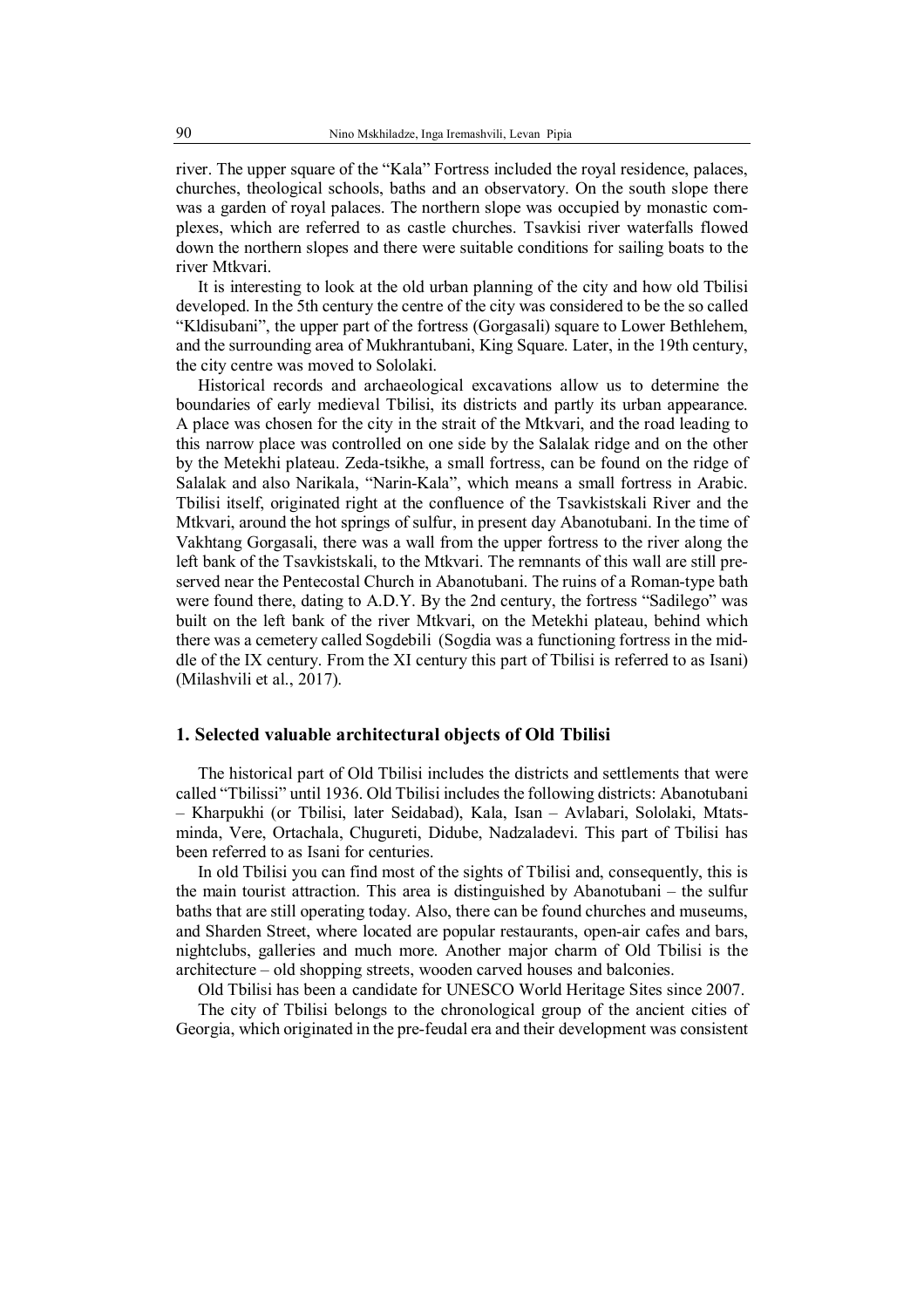river. The upper square of the "Kala" Fortress included the royal residence, palaces, churches, theological schools, baths and an observatory. On the south slope there was a garden of royal palaces. The northern slope was occupied by monastic complexes, which are referred to as castle churches. Tsavkisi river waterfalls flowed down the northern slopes and there were suitable conditions for sailing boats to the river Mtkvari.

It is interesting to look at the old urban planning of the city and how old Tbilisi developed. In the 5th century the centre of the city was considered to be the so called "Kldisubani", the upper part of the fortress (Gorgasali) square to Lower Bethlehem, and the surrounding area of Mukhrantubani, King Square. Later, in the 19th century, the city centre was moved to Sololaki.

Historical records and archaeological excavations allow us to determine the boundaries of early medieval Tbilisi, its districts and partly its urban appearance. A place was chosen for the city in the strait of the Mtkvari, and the road leading to this narrow place was controlled on one side by the Salalak ridge and on the other by the Metekhi plateau. Zeda-tsikhe, a small fortress, can be found on the ridge of Salalak and also Narikala, "Narin-Kala", which means a small fortress in Arabic. Tbilisi itself, originated right at the confluence of the Tsavkistskali River and the Mtkvari, around the hot springs of sulfur, in present day Abanotubani. In the time of Vakhtang Gorgasali, there was a wall from the upper fortress to the river along the left bank of the Tsavkistskali, to the Mtkvari. The remnants of this wall are still preserved near the Pentecostal Church in Abanotubani. The ruins of a Roman-type bath were found there, dating to A.D.Y. By the 2nd century, the fortress "Sadilego" was built on the left bank of the river Mtkvari, on the Metekhi plateau, behind which there was a cemetery called Sogdebili (Sogdia was a functioning fortress in the middle of the IX century. From the XI century this part of Tbilisi is referred to as Isani) (Milashvili et al., 2017).

## 1. Selected valuable architectural objects of Old Tbilisi

The historical part of Old Tbilisi includes the districts and settlements that were called "Tbilissi" until 1936. Old Tbilisi includes the following districts: Abanotubani – Kharpukhi (or Tbilisi, later Seidabad), Kala, Isan – Avlabari, Sololaki, Mtatsminda, Vere, Ortachala, Chugureti, Didube, Nadzaladevi. This part of Tbilisi has been referred to as Isani for centuries.

In old Tbilisi you can find most of the sights of Tbilisi and, consequently, this is the main tourist attraction. This area is distinguished by Abanotubani – the sulfur baths that are still operating today. Also, there can be found churches and museums, and Sharden Street, where located are popular restaurants, open-air cafes and bars, nightclubs, galleries and much more. Another major charm of Old Tbilisi is the architecture – old shopping streets, wooden carved houses and balconies.

Old Tbilisi has been a candidate for UNESCO World Heritage Sites since 2007.

The city of Tbilisi belongs to the chronological group of the ancient cities of Georgia, which originated in the pre-feudal era and their development was consistent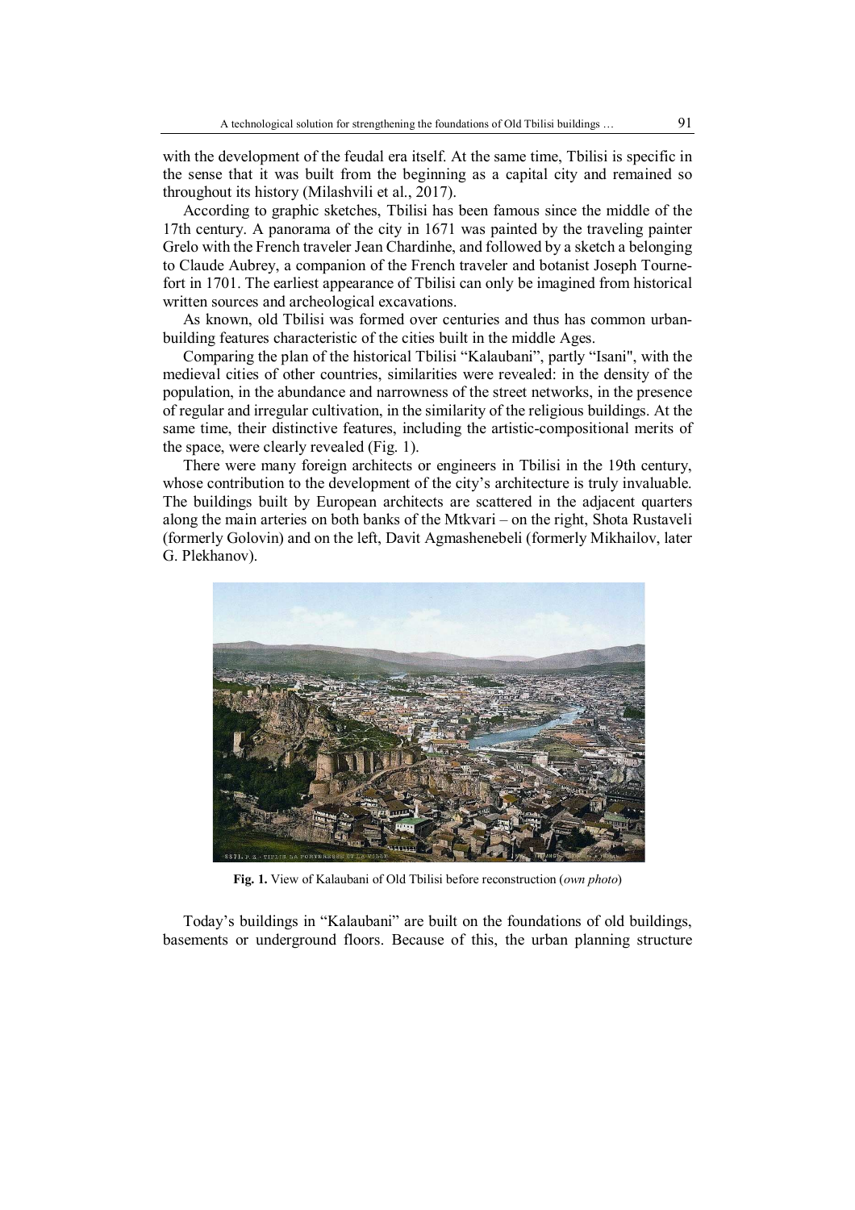with the development of the feudal era itself. At the same time, Tbilisi is specific in the sense that it was built from the beginning as a capital city and remained so throughout its history (Milashvili et al., 2017).

According to graphic sketches, Tbilisi has been famous since the middle of the 17th century. A panorama of the city in 1671 was painted by the traveling painter Grelo with the French traveler Jean Chardinhe, and followed by a sketch a belonging to Claude Aubrey, a companion of the French traveler and botanist Joseph Tournefort in 1701. The earliest appearance of Tbilisi can only be imagined from historical written sources and archeological excavations.

As known, old Tbilisi was formed over centuries and thus has common urban-building features characteristic of the cities built in the middle Ages.

Comparing the plan of the historical Tbilisi "Kalaubani", partly "Isani", with the medieval cities of other countries, similarities were revealed: in the density of the population, in the abundance and narrowness of the street networks, in the presence of regular and irregular cultivation, in the similarity of the religious buildings. At the same time, their distinctive features, including the artistic-compositional merits of the space, were clearly revealed (Fig. 1).

There were many foreign architects or engineers in Tbilisi in the 19th century, whose contribution to the development of the city's architecture is truly invaluable. The buildings built by European architects are scattered in the adjacent quarters along the main arteries on both banks of the Mtkvari – on the right, Shota Rustaveli (formerly Golovin) and on the left, Davit Agmashenebeli (formerly Mikhailov, later G. Plekhanov).

**Fig. 1.** View of Kalaubani of Old Tbilisi before reconstruction (*own photo*)

Today's buildings in "Kalaubani" are built on the foundations of old buildings, basements or underground floors. Because of this, the urban planning structure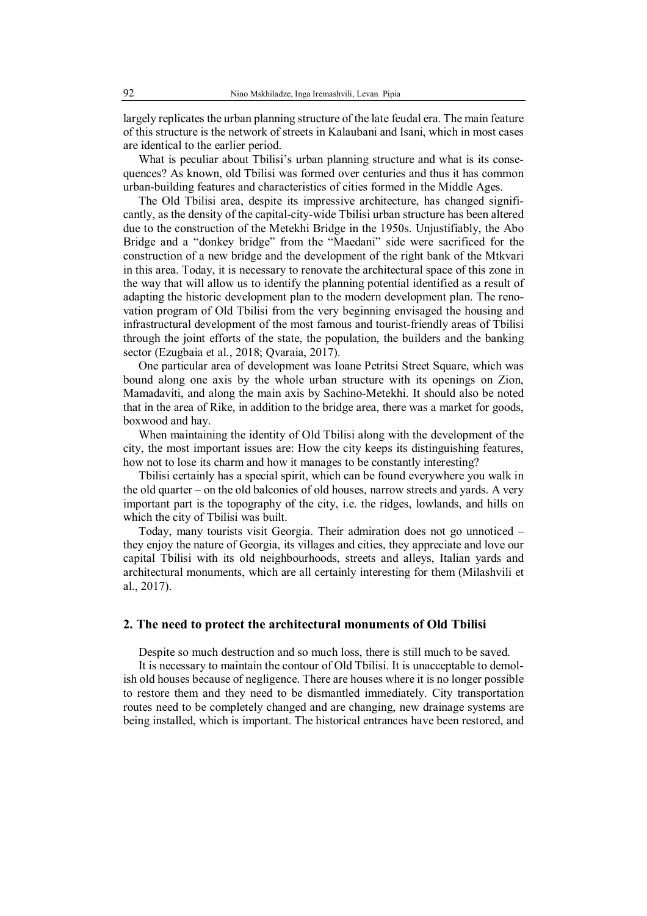largely replicates the urban planning structure of the late feudal era. The main feature of this structure is the network of streets in Kalaubani and Isani, which in most cases are identical to the earlier period.

What is peculiar about Tbilisi's urban planning structure and what is its consequences? As known, old Tbilisi was formed over centuries and thus it has common urban-building features and characteristics of cities formed in the Middle Ages.

The Old Tbilisi area, despite its impressive architecture, has changed significantly, as the density of the capital-city-wide Tbilisi urban structure has been altered due to the construction of the Metekhi Bridge in the 1950s. Unjustifiably, the Abo Bridge and a "donkey bridge" from the "Maedani" side were sacrificed for the construction of a new bridge and the development of the right bank of the Mtkvari in this area. Today, it is necessary to renovate the architectural space of this zone in the way that will allow us to identify the planning potential identified as a result of adapting the historic development plan to the modern development plan. The renovation program of Old Tbilisi from the very beginning envisaged the housing and infrastructural development of the most famous and tourist-friendly areas of Tbilisi through the joint efforts of the state, the population, the builders and the banking sector (Ezugbaia et al., 2018; Qvaraia, 2017).

One particular area of development was Ioane Petritsi Street Square, which was bound along one axis by the whole urban structure with its openings on Zion, Mamadaviti, and along the main axis by Sachino-Metekhi. It should also be noted that in the area of Rike, in addition to the bridge area, there was a market for goods, boxwood and hay.

When maintaining the identity of Old Tbilisi along with the development of the city, the most important issues are: How the city keeps its distinguishing features, how not to lose its charm and how it manages to be constantly interesting?

Tbilisi certainly has a special spirit, which can be found everywhere you walk in the old quarter – on the old balconies of old houses, narrow streets and yards. A very important part is the topography of the city, i.e. the ridges, lowlands, and hills on which the city of Tbilisi was built.

Today, many tourists visit Georgia. Their admiration does not go unnoticed – they enjoy the nature of Georgia, its villages and cities, they appreciate and love our capital Tbilisi with its old neighbourhoods, streets and alleys, Italian yards and architectural monuments, which are all certainly interesting for them (Milashvili et al., 2017).

## 2. The need to protect the architectural monuments of Old Tbilisi

Despite so much destruction and so much loss, there is still much to be saved.

It is necessary to maintain the contour of Old Tbilisi. It is unacceptable to demolish old houses because of negligence. There are houses where it is no longer possible to restore them and they need to be dismantled immediately. City transportation routes need to be completely changed and are changing, new drainage systems are being installed, which is important. The historical entrances have been restored, and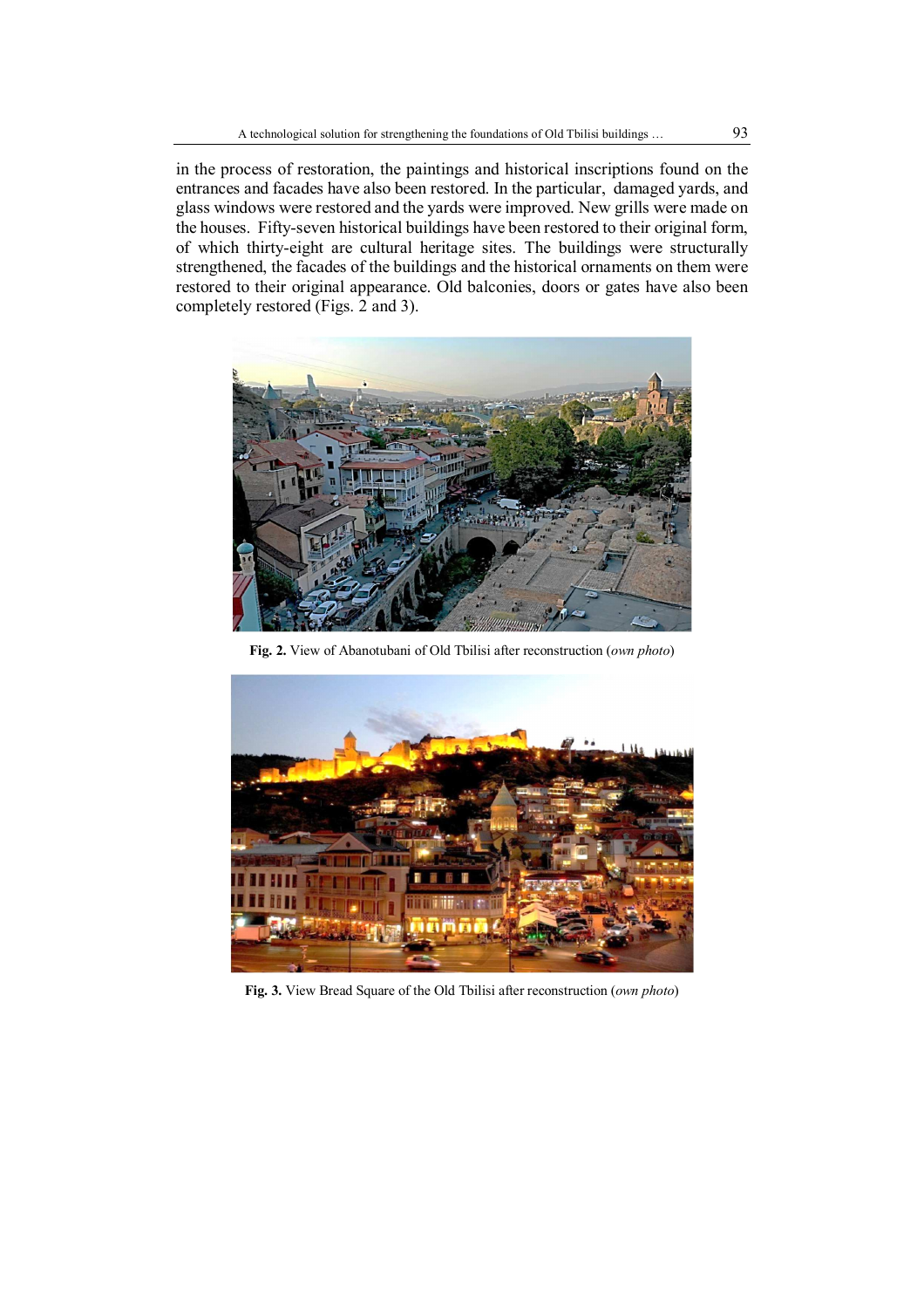in the process of restoration, the paintings and historical inscriptions found on the entrances and facades have also been restored. In the particular, damaged yards, and glass windows were restored and the yards were improved. New grills were made on the houses. Fifty-seven historical buildings have been restored to their original form, of which thirty-eight are cultural heritage sites. The buildings were structurally strengthened, the facades of the buildings and the historical ornaments on them were restored to their original appearance. Old balconies, doors or gates have also been completely restored (Figs. 2 and 3).

**Fig. 2.** View of Abanotubani of Old Tbilisi after reconstruction (*own photo*)

**Fig. 3.** View Bread Square of the Old Tbilisi after reconstruction (*own photo*)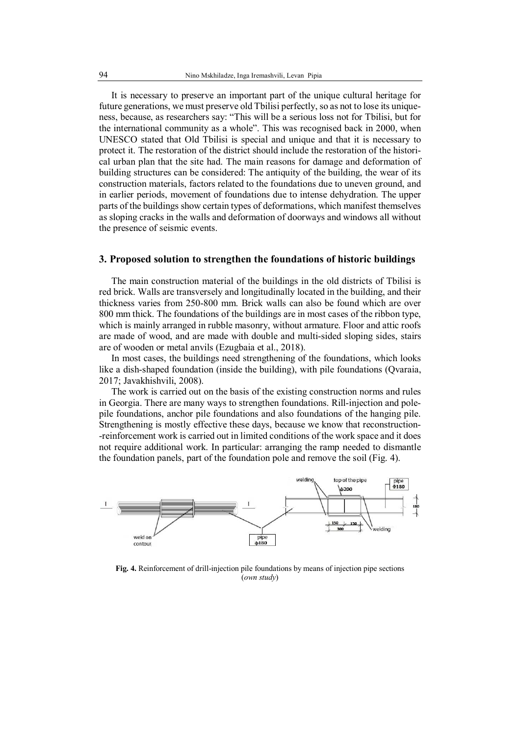It is necessary to preserve an important part of the unique cultural heritage for future generations, we must preserve old Tbilisi perfectly, so as not to lose its uniqueness, because, as researchers say: "This will be a serious loss not for Tbilisi, but for the international community as a whole". This was recognised back in 2000, when UNESCO stated that Old Tbilisi is special and unique and that it is necessary to protect it. The restoration of the district should include the restoration of the historical urban plan that the site had. The main reasons for damage and deformation of building structures can be considered: The antiquity of the building, the wear of its construction materials, factors related to the foundations due to uneven ground, and in earlier periods, movement of foundations due to intense dehydration. The upper parts of the buildings show certain types of deformations, which manifest themselves as sloping cracks in the walls and deformation of doorways and windows all without the presence of seismic events.

## 3. Proposed solution to strengthen the foundations of historic buildings

The main construction material of the buildings in the old districts of Tbilisi is red brick. Walls are transversely and longitudinally located in the building, and their thickness varies from 250-800 mm. Brick walls can also be found which are over 800 mm thick. The foundations of the buildings are in most cases of the ribbon type, which is mainly arranged in rubble masonry, without armature. Floor and attic roofs are made of wood, and are made with double and multi-sided sloping sides, stairs are of wooden or metal anvils (Ezugbaia et al., 2018).

In most cases, the buildings need strengthening of the foundations, which looks like a dish-shaped foundation (inside the building), with pile foundations (Qvaraia, 2017; Javakhishvili, 2008).

The work is carried out on the basis of the existing construction norms and rules in Georgia. There are many ways to strengthen foundations. Rill-injection and pole-pile foundations, anchor pile foundations and also foundations of the hanging pile. Strengthening is mostly effective these days, because we know that reconstruction--reinforcement work is carried out in limited conditions of the work space and it does not require additional work. In particular: arranging the ramp needed to dismantle the foundation panels, part of the foundation pole and remove the soil (Fig. 4).

**Fig. 4.** Reinforcement of drill-injection pile foundations by means of injection pipe sections (*own study*)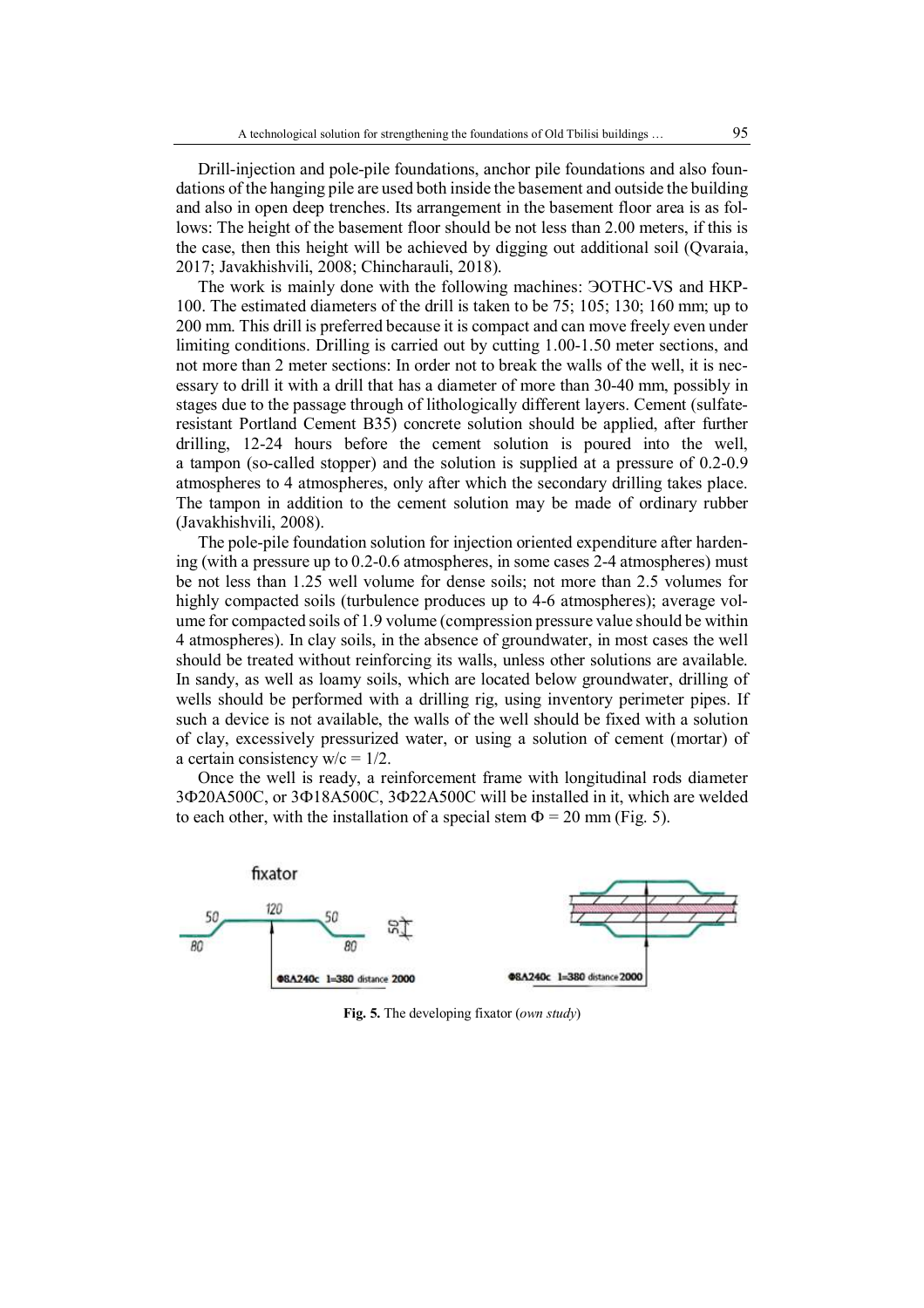Drill-injection and pole-pile foundations, anchor pile foundations and also foundations of the hanging pile are used both inside the basement and outside the building and also in open deep trenches. Its arrangement in the basement floor area is as follows: The height of the basement floor should be not less than 2.00 meters, if this is the case, then this height will be achieved by digging out additional soil (Qvaraia, 2017; Javakhishvili, 2008; Chincharauli, 2018).

The work is mainly done with the following machines: ЭОТНС-VS and НКР-100. The estimated diameters of the drill is taken to be 75; 105; 130; 160 mm; up to 200 mm. This drill is preferred because it is compact and can move freely even under limiting conditions. Drilling is carried out by cutting 1.00-1.50 meter sections, and not more than 2 meter sections: In order not to break the walls of the well, it is necessary to drill it with a drill that has a diameter of more than 30-40 mm, possibly in stages due to the passage through of lithologically different layers. Cement (sulfate-resistant Portland Cement B35) concrete solution should be applied, after further drilling, 12-24 hours before the cement solution is poured into the well, a tampon (so-called stopper) and the solution is supplied at a pressure of 0.2-0.9 atmospheres to 4 atmospheres, only after which the secondary drilling takes place. The tampon in addition to the cement solution may be made of ordinary rubber (Javakhishvili, 2008).

The pole-pile foundation solution for injection oriented expenditure after hardening (with a pressure up to 0.2-0.6 atmospheres, in some cases 2-4 atmospheres) must be not less than 1.25 well volume for dense soils; not more than 2.5 volumes for highly compacted soils (turbulence produces up to 4-6 atmospheres); average volume for compacted soils of 1.9 volume (compression pressure value should be within 4 atmospheres). In clay soils, in the absence of groundwater, in most cases the well should be treated without reinforcing its walls, unless other solutions are available. In sandy, as well as loamy soils, which are located below groundwater, drilling of wells should be performed with a drilling rig, using inventory perimeter pipes. If such a device is not available, the walls of the well should be fixed with a solution of clay, excessively pressurized water, or using a solution of cement (mortar) of a certain consistency w/c = 1/2.

Once the well is ready, a reinforcement frame with longitudinal rods diameter 3Φ20A500C, or 3Φ18A500C, 3Φ22A500C will be installed in it, which are welded to each other, with the installation of a special stem Φ = 20 mm (Fig. 5).

**Fig. 5.** The developing fixator (*own study*)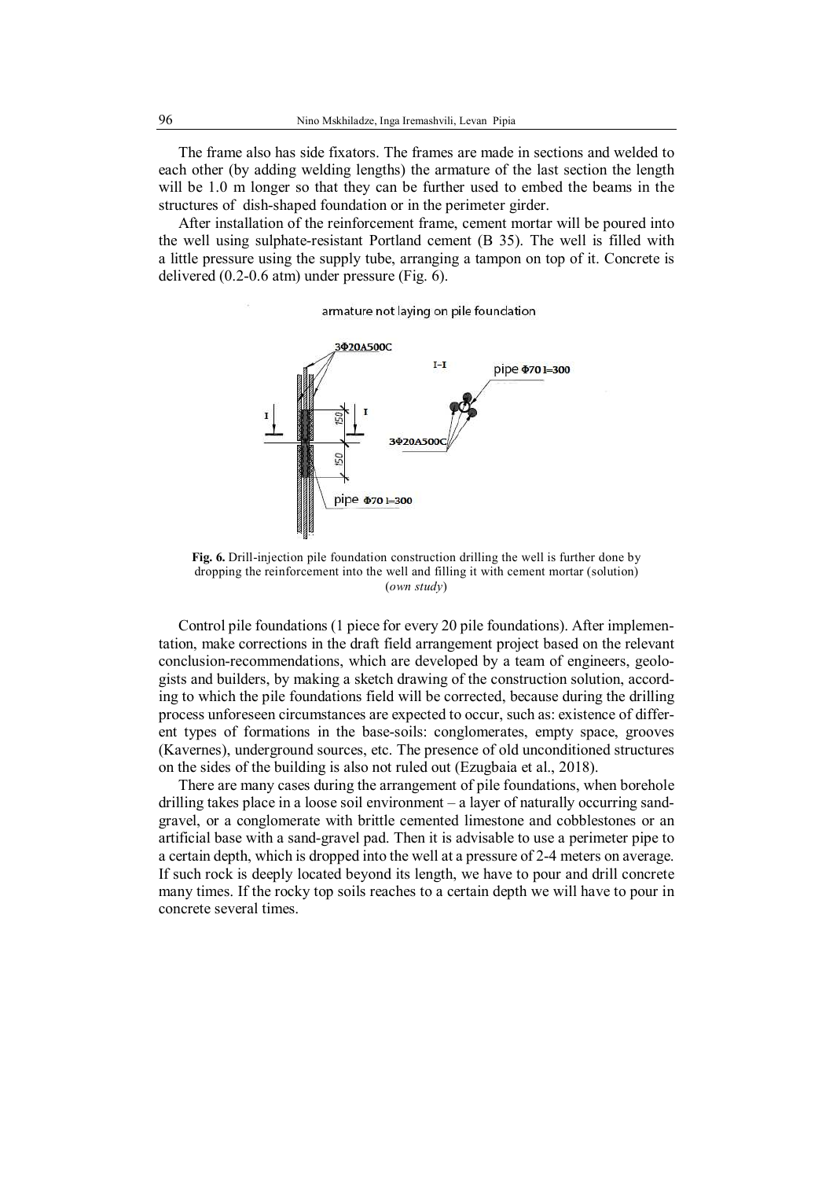The frame also has side fixators. The frames are made in sections and welded to each other (by adding welding lengths) the armature of the last section the length will be 1.0 m longer so that they can be further used to embed the beams in the structures of dish-shaped foundation or in the perimeter girder.

After installation of the reinforcement frame, cement mortar will be poured into the well using sulphate-resistant Portland cement (B 35). The well is filled with a little pressure using the supply tube, arranging a tampon on top of it. Concrete is delivered (0.2-0.6 atm) under pressure (Fig. 6).

**Fig. 6.** Drill-injection pile foundation construction drilling the well is further done by dropping the reinforcement into the well and filling it with cement mortar (solution) (*own study*)

Control pile foundations (1 piece for every 20 pile foundations). After implementation, make corrections in the draft field arrangement project based on the relevant conclusion-recommendations, which are developed by a team of engineers, geologists and builders, by making a sketch drawing of the construction solution, according to which the pile foundations field will be corrected, because during the drilling process unforeseen circumstances are expected to occur, such as: existence of different types of formations in the base-soils: conglomerates, empty space, grooves (Kavernes), underground sources, etc. The presence of old unconditioned structures on the sides of the building is also not ruled out (Ezugbaia et al., 2018).

There are many cases during the arrangement of pile foundations, when borehole drilling takes place in a loose soil environment – a layer of naturally occurring sand-gravel, or a conglomerate with brittle cemented limestone and cobblestones or an artificial base with a sand-gravel pad. Then it is advisable to use a perimeter pipe to a certain depth, which is dropped into the well at a pressure of 2-4 meters on average. If such rock is deeply located beyond its length, we have to pour and drill concrete many times. If the rocky top soils reaches to a certain depth we will have to pour in concrete several times.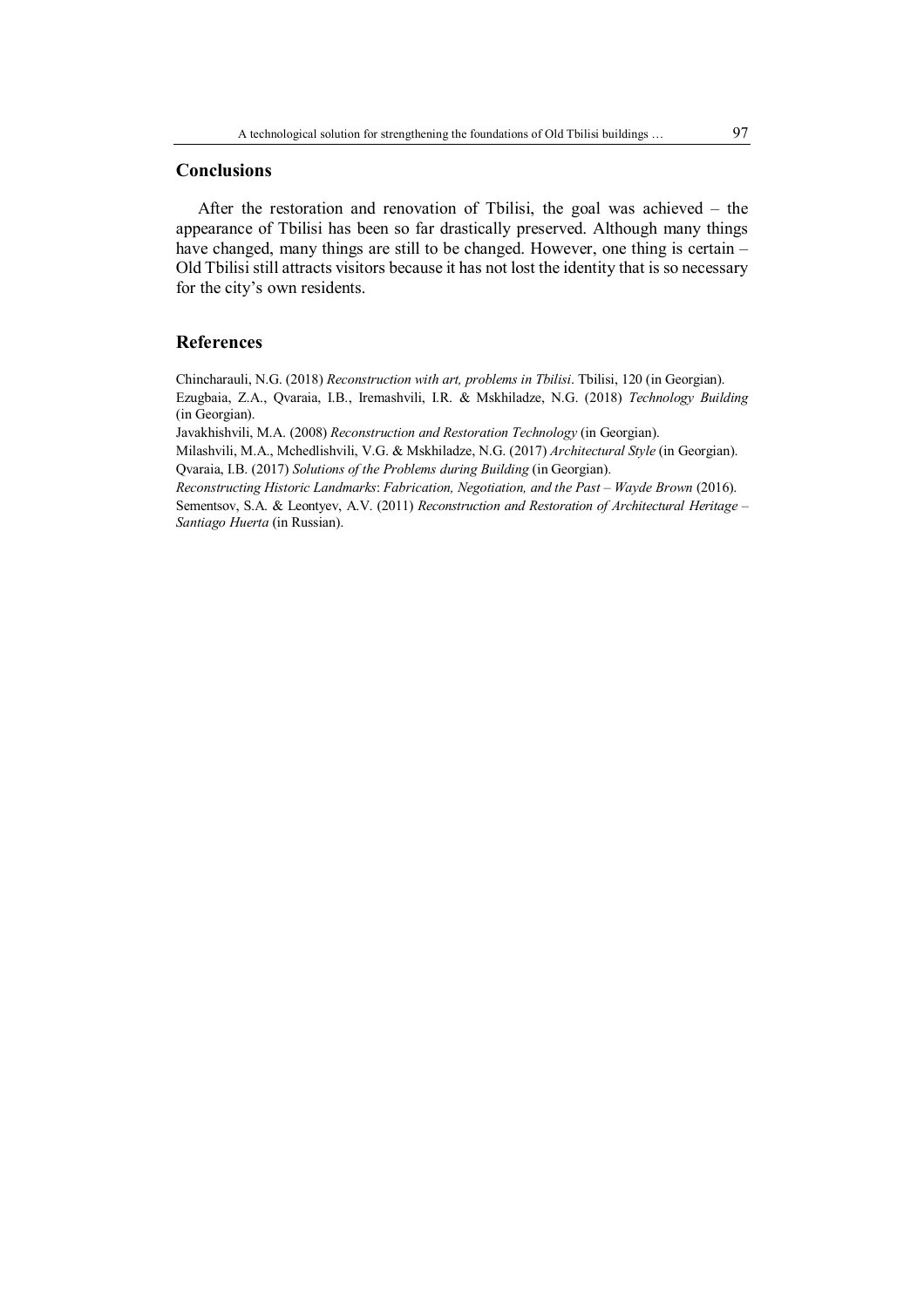## Conclusions

After the restoration and renovation of Tbilisi, the goal was achieved – the appearance of Tbilisi has been so far drastically preserved. Although many things have changed, many things are still to be changed. However, one thing is certain – Old Tbilisi still attracts visitors because it has not lost the identity that is so necessary for the city's own residents.

## References

Chincharauli, N.G. (2018) *Reconstruction with art, problems in Tbilisi*. Tbilisi, 120 (in Georgian).

Ezugbaia, Z.A., Qvaraia, I.B., Iremashvili, I.R. & Mskhiladze, N.G. (2018) *Technology Building* (in Georgian).

Javakhishvili, M.A. (2008) *Reconstruction and Restoration Technology* (in Georgian).

Milashvili, M.A., Mchedlishvili, V.G. & Mskhiladze, N.G. (2017) *Architectural Style* (in Georgian).

Qvaraia, I.B. (2017) *Solutions of the Problems during Building* (in Georgian).

*Reconstructing Historic Landmarks*: *Fabrication, Negotiation, and the Past – Wayde Brown* (2016).

Sementsov, S.A. & Leontyev, A.V. (2011) *Reconstruction and Restoration of Architectural Heritage – Santiago Huerta* (in Russian).